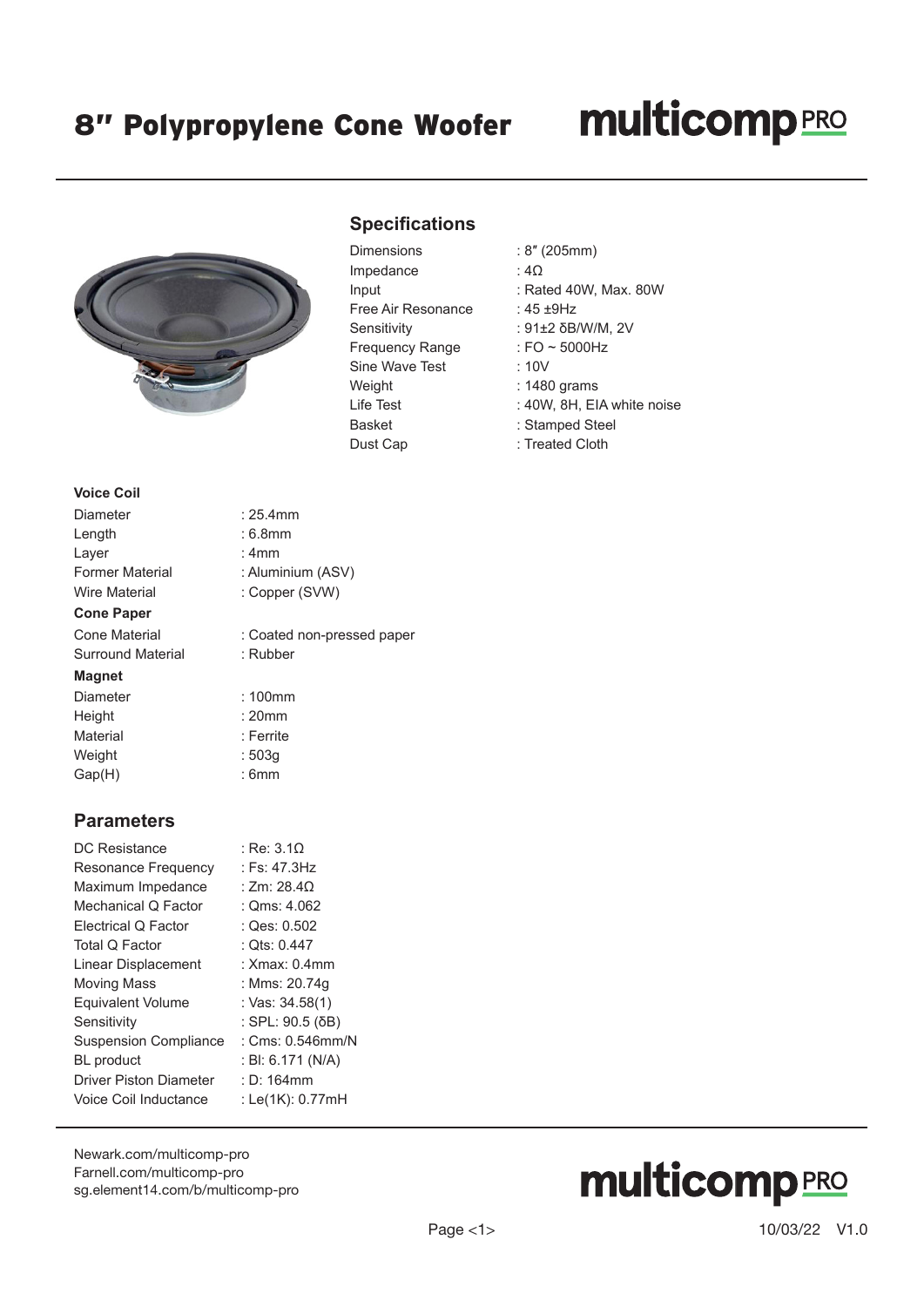# 8″ Polypropylene Cone Woofer

multicomp PRO

## Specifications

| | |
|---|---|
| Dimensions | : 8″ (205mm) |
| Impedance | : 4Ω |
| Input | : Rated 40W, Max. 80W |
| Free Air Resonance | : 45 ±9Hz |
| Sensitivity | : 91±2 δB/W/M, 2V |
| Frequency Range | : FO ~ 5000Hz |
| Sine Wave Test | : 10V |
| Weight | : 1480 grams |
| Life Test | : 40W, 8H, EIA white noise |
| Basket | : Stamped Steel |
| Dust Cap | : Treated Cloth |

**Voice Coil**

| | |
|---|---|
| Diameter | : 25.4mm |
| Length | : 6.8mm |
| Layer | : 4mm |
| Former Material | : Aluminium (ASV) |
| Wire Material | : Copper (SVW) |

**Cone Paper**

| | |
|---|---|
| Cone Material | : Coated non-pressed paper |
| Surround Material | : Rubber |

**Magnet**

| | |
|---|---|
| Diameter | : 100mm |
| Height | : 20mm |
| Material | : Ferrite |
| Weight | : 503g |
| Gap(H) | : 6mm |

## Parameters

| | |
|---|---|
| DC Resistance | : Re: 3.1Ω |
| Resonance Frequency | : Fs: 47.3Hz |
| Maximum Impedance | : Zm: 28.4Ω |
| Mechanical Q Factor | : Qms: 4.062 |
| Electrical Q Factor | : Qes: 0.502 |
| Total Q Factor | : Qts: 0.447 |
| Linear Displacement | : Xmax: 0.4mm |
| Moving Mass | : Mms: 20.74g |
| Equivalent Volume | : Vas: 34.58(1) |
| Sensitivity | : SPL: 90.5 (δB) |
| Suspension Compliance | : Cms: 0.546mm/N |
| BL product | : Bl: 6.171 (N/A) |
| Driver Piston Diameter | : D: 164mm |
| Voice Coil Inductance | : Le(1K): 0.77mH |

Newark.com/multicomp-pro
Farnell.com/multicomp-pro
sg.element14.com/b/multicomp-pro

multicomp PRO

10/03/22 V1.0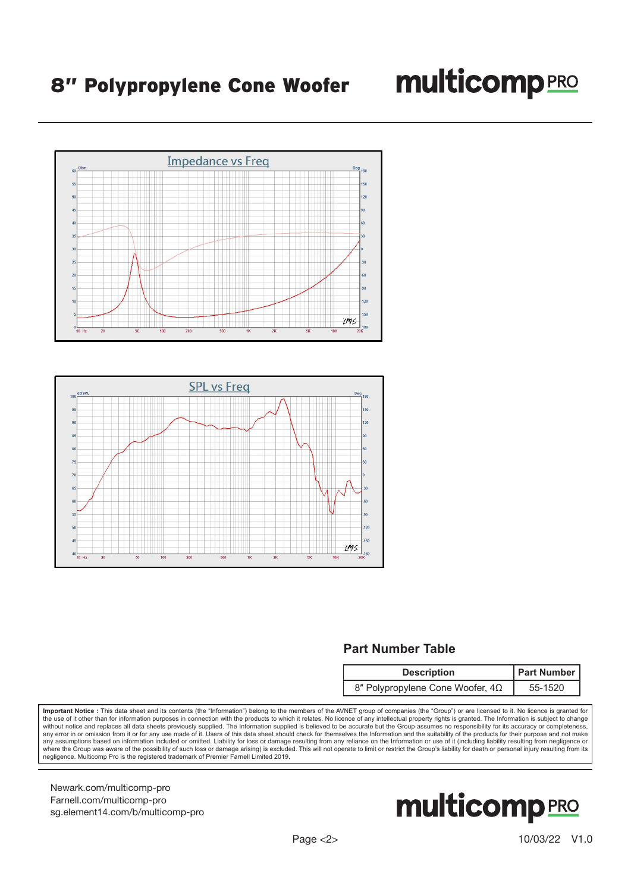# 8" Polypropylene Cone Woofer

Impedance vs Freq

Ohm

60
55
50
45
40
35
30
25
20
15
10
5
0

Deg

180
150
120
90
60
30
0
-30
-60
-90
-120
-150
-180

10 Hz 20 50 100 200 500 1K 2K 5K 10K 20K

LMS

SPL vs Freq

dBSPL

100
95
90
85
80
75
70
65
60
55
50
45
40

Deg

180
150
120
90
60
30
0
-30
-60
-90
-120
-150
-180

10 Hz 20 50 100 200 500 1K 2K 5K 10K 20K

LMS

## Part Number Table

| Description | Part Number |
| --- | --- |
| 8" Polypropylene Cone Woofer, 4Ω | 55-1520 |

**Important Notice :** This data sheet and its contents (the "Information") belong to the members of the AVNET group of companies (the "Group") or are licensed to it. No licence is granted for the use of it other than for information purposes in connection with the products to which it relates. No licence of any intellectual property rights is granted. The Information is subject to change without notice and replaces all data sheets previously supplied. The Information supplied is believed to be accurate but the Group assumes no responsibility for its accuracy or completeness, any error in or omission from it or for any use made of it. Users of this data sheet should check for themselves the Information and the suitability of the products for their purpose and not make any assumptions based on information included or omitted. Liability for loss or damage resulting from any reliance on the Information or use of it (including liability resulting from negligence or where the Group was aware of the possibility of such loss or damage arising) is excluded. This will not operate to limit or restrict the Group's liability for death or personal injury resulting from its negligence. Multicomp Pro is the registered trademark of Premier Farnell Limited 2019.

Newark.com/multicomp-pro
Farnell.com/multicomp-pro
sg.element14.com/b/multicomp-pro

10/03/22 V1.0